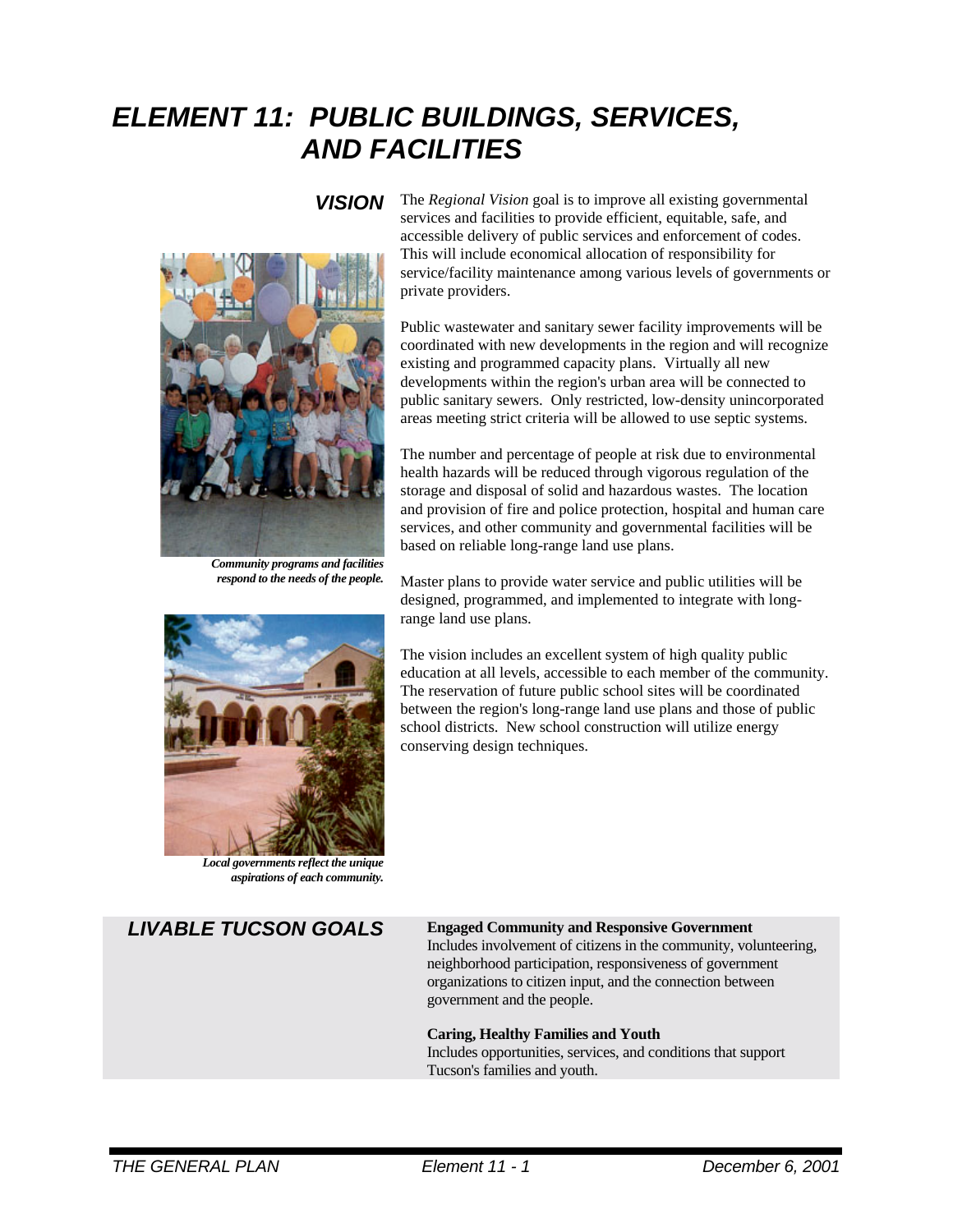# ELEMENT 11: PUBLIC BUILDINGS, SERVICES, AND FACILITIES

## VISION

The *Regional Vision* goal is to improve all existing governmental services and facilities to provide efficient, equitable, safe, and accessible delivery of public services and enforcement of codes. This will include economical allocation of responsibility for service/facility maintenance among various levels of governments or private providers.

Public wastewater and sanitary sewer facility improvements will be coordinated with new developments in the region and will recognize existing and programmed capacity plans. Virtually all new developments within the region's urban area will be connected to public sanitary sewers. Only restricted, low-density unincorporated areas meeting strict criteria will be allowed to use septic systems.

The number and percentage of people at risk due to environmental health hazards will be reduced through vigorous regulation of the storage and disposal of solid and hazardous wastes. The location and provision of fire and police protection, hospital and human care services, and other community and governmental facilities will be based on reliable long-range land use plans.

***Community programs and facilities respond to the needs of the people.***

Master plans to provide water service and public utilities will be designed, programmed, and implemented to integrate with long-range land use plans.

The vision includes an excellent system of high quality public education at all levels, accessible to each member of the community. The reservation of future public school sites will be coordinated between the region's long-range land use plans and those of public school districts. New school construction will utilize energy conserving design techniques.

***Local governments reflect the unique aspirations of each community.***

## LIVABLE TUCSON GOALS

**Engaged Community and Responsive Government**
Includes involvement of citizens in the community, volunteering, neighborhood participation, responsiveness of government organizations to citizen input, and the connection between government and the people.

**Caring, Healthy Families and Youth**
Includes opportunities, services, and conditions that support Tucson's families and youth.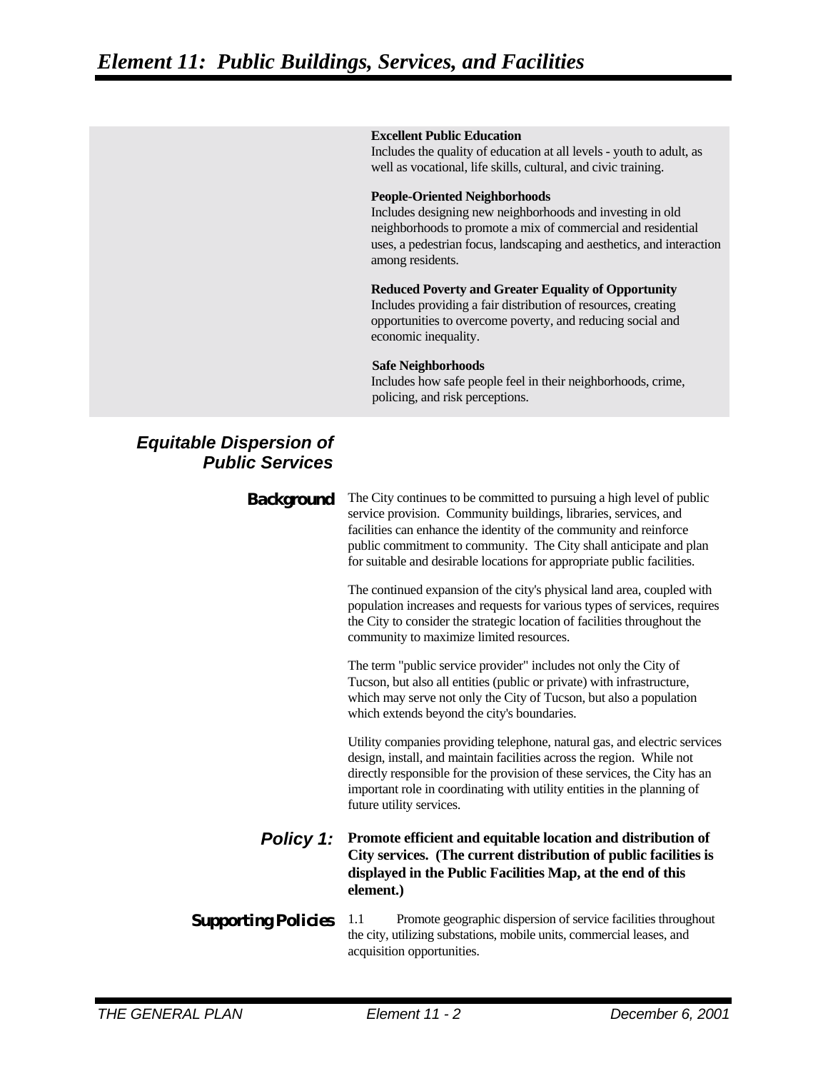**Excellent Public Education**
Includes the quality of education at all levels - youth to adult, as well as vocational, life skills, cultural, and civic training.

**People-Oriented Neighborhoods**
Includes designing new neighborhoods and investing in old neighborhoods to promote a mix of commercial and residential uses, a pedestrian focus, landscaping and aesthetics, and interaction among residents.

**Reduced Poverty and Greater Equality of Opportunity**
Includes providing a fair distribution of resources, creating opportunities to overcome poverty, and reducing social and economic inequality.

**Safe Neighborhoods**
Includes how safe people feel in their neighborhoods, crime, policing, and risk perceptions.

## *Equitable Dispersion of Public Services*

**Background**

The City continues to be committed to pursuing a high level of public service provision. Community buildings, libraries, services, and facilities can enhance the identity of the community and reinforce public commitment to community. The City shall anticipate and plan for suitable and desirable locations for appropriate public facilities.

The continued expansion of the city's physical land area, coupled with population increases and requests for various types of services, requires the City to consider the strategic location of facilities throughout the community to maximize limited resources.

The term "public service provider" includes not only the City of Tucson, but also all entities (public or private) with infrastructure, which may serve not only the City of Tucson, but also a population which extends beyond the city's boundaries.

Utility companies providing telephone, natural gas, and electric services design, install, and maintain facilities across the region. While not directly responsible for the provision of these services, the City has an important role in coordinating with utility entities in the planning of future utility services.

***Policy 1:*** **Promote efficient and equitable location and distribution of City services. (The current distribution of public facilities is displayed in the Public Facilities Map, at the end of this element.)**

**Supporting Policies**

1.1 Promote geographic dispersion of service facilities throughout the city, utilizing substations, mobile units, commercial leases, and acquisition opportunities.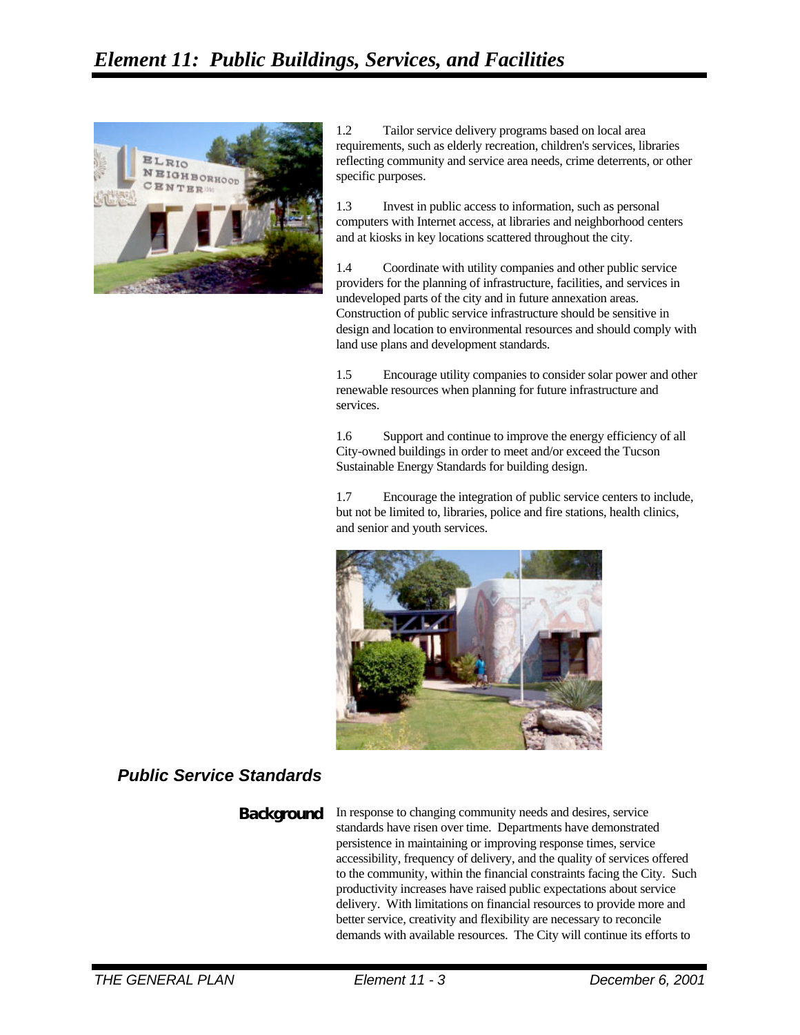1.2 Tailor service delivery programs based on local area requirements, such as elderly recreation, children's services, libraries reflecting community and service area needs, crime deterrents, or other specific purposes.

1.3 Invest in public access to information, such as personal computers with Internet access, at libraries and neighborhood centers and at kiosks in key locations scattered throughout the city.

1.4 Coordinate with utility companies and other public service providers for the planning of infrastructure, facilities, and services in undeveloped parts of the city and in future annexation areas. Construction of public service infrastructure should be sensitive in design and location to environmental resources and should comply with land use plans and development standards.

1.5 Encourage utility companies to consider solar power and other renewable resources when planning for future infrastructure and services.

1.6 Support and continue to improve the energy efficiency of all City-owned buildings in order to meet and/or exceed the Tucson Sustainable Energy Standards for building design.

1.7 Encourage the integration of public service centers to include, but not be limited to, libraries, police and fire stations, health clinics, and senior and youth services.

## *Public Service Standards*

**Background**

In response to changing community needs and desires, service standards have risen over time. Departments have demonstrated persistence in maintaining or improving response times, service accessibility, frequency of delivery, and the quality of services offered to the community, within the financial constraints facing the City. Such productivity increases have raised public expectations about service delivery. With limitations on financial resources to provide more and better service, creativity and flexibility are necessary to reconcile demands with available resources. The City will continue its efforts to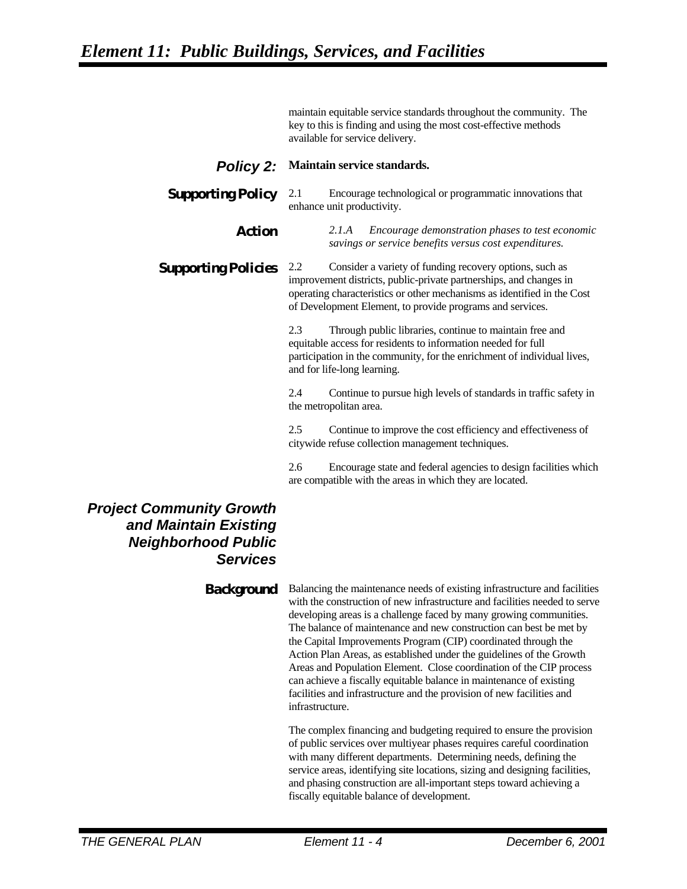maintain equitable service standards throughout the community. The key to this is finding and using the most cost-effective methods available for service delivery.

### Policy 2: Maintain service standards.

**Supporting Policy**

2.1 Encourage technological or programmatic innovations that enhance unit productivity.

**Action**

*2.1.A Encourage demonstration phases to test economic savings or service benefits versus cost expenditures.*

**Supporting Policies**

2.2 Consider a variety of funding recovery options, such as improvement districts, public-private partnerships, and changes in operating characteristics or other mechanisms as identified in the Cost of Development Element, to provide programs and services.

2.3 Through public libraries, continue to maintain free and equitable access for residents to information needed for full participation in the community, for the enrichment of individual lives, and for life-long learning.

2.4 Continue to pursue high levels of standards in traffic safety in the metropolitan area.

2.5 Continue to improve the cost efficiency and effectiveness of citywide refuse collection management techniques.

2.6 Encourage state and federal agencies to design facilities which are compatible with the areas in which they are located.

## Project Community Growth and Maintain Existing Neighborhood Public Services

**Background**

Balancing the maintenance needs of existing infrastructure and facilities with the construction of new infrastructure and facilities needed to serve developing areas is a challenge faced by many growing communities. The balance of maintenance and new construction can best be met by the Capital Improvements Program (CIP) coordinated through the Action Plan Areas, as established under the guidelines of the Growth Areas and Population Element. Close coordination of the CIP process can achieve a fiscally equitable balance in maintenance of existing facilities and infrastructure and the provision of new facilities and infrastructure.

The complex financing and budgeting required to ensure the provision of public services over multiyear phases requires careful coordination with many different departments. Determining needs, defining the service areas, identifying site locations, sizing and designing facilities, and phasing construction are all-important steps toward achieving a fiscally equitable balance of development.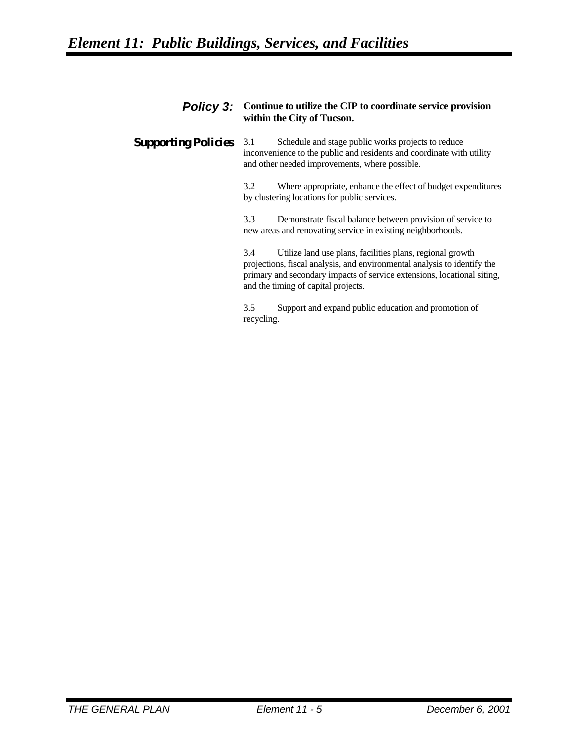**Policy 3:** **Continue to utilize the CIP to coordinate service provision within the City of Tucson.**

**Supporting Policies**

3.1 Schedule and stage public works projects to reduce inconvenience to the public and residents and coordinate with utility and other needed improvements, where possible.

3.2 Where appropriate, enhance the effect of budget expenditures by clustering locations for public services.

3.3 Demonstrate fiscal balance between provision of service to new areas and renovating service in existing neighborhoods.

3.4 Utilize land use plans, facilities plans, regional growth projections, fiscal analysis, and environmental analysis to identify the primary and secondary impacts of service extensions, locational siting, and the timing of capital projects.

3.5 Support and expand public education and promotion of recycling.